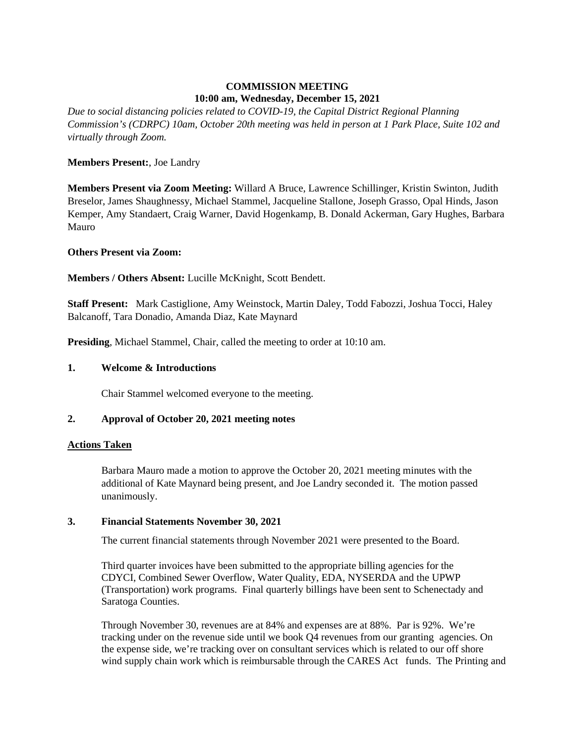**COMMISSION MEETING**
**10:00 am, Wednesday, December 15, 2021**

*Due to social distancing policies related to COVID-19, the Capital District Regional Planning Commission's (CDRPC) 10am, October 20th meeting was held in person at 1 Park Place, Suite 102 and virtually through Zoom.*

**Members Present:**, Joe Landry

**Members Present via Zoom Meeting:** Willard A Bruce, Lawrence Schillinger, Kristin Swinton, Judith Breselor, James Shaughnessy, Michael Stammel, Jacqueline Stallone, Joseph Grasso, Opal Hinds, Jason Kemper, Amy Standaert, Craig Warner, David Hogenkamp, B. Donald Ackerman, Gary Hughes, Barbara Mauro

**Others Present via Zoom:**

**Members / Others Absent:** Lucille McKnight, Scott Bendett.

**Staff Present:** Mark Castiglione, Amy Weinstock, Martin Daley, Todd Fabozzi, Joshua Tocci, Haley Balcanoff, Tara Donadio, Amanda Diaz, Kate Maynard

**Presiding**, Michael Stammel, Chair, called the meeting to order at 10:10 am.

**1. Welcome & Introductions**

Chair Stammel welcomed everyone to the meeting.

**2. Approval of October 20, 2021 meeting notes**

**Actions Taken**

Barbara Mauro made a motion to approve the October 20, 2021 meeting minutes with the additional of Kate Maynard being present, and Joe Landry seconded it. The motion passed unanimously.

**3. Financial Statements November 30, 2021**

The current financial statements through November 2021 were presented to the Board.

Third quarter invoices have been submitted to the appropriate billing agencies for the CDYCI, Combined Sewer Overflow, Water Quality, EDA, NYSERDA and the UPWP (Transportation) work programs. Final quarterly billings have been sent to Schenectady and Saratoga Counties.

Through November 30, revenues are at 84% and expenses are at 88%. Par is 92%. We're tracking under on the revenue side until we book Q4 revenues from our granting agencies. On the expense side, we're tracking over on consultant services which is related to our off shore wind supply chain work which is reimbursable through the CARES Act funds. The Printing and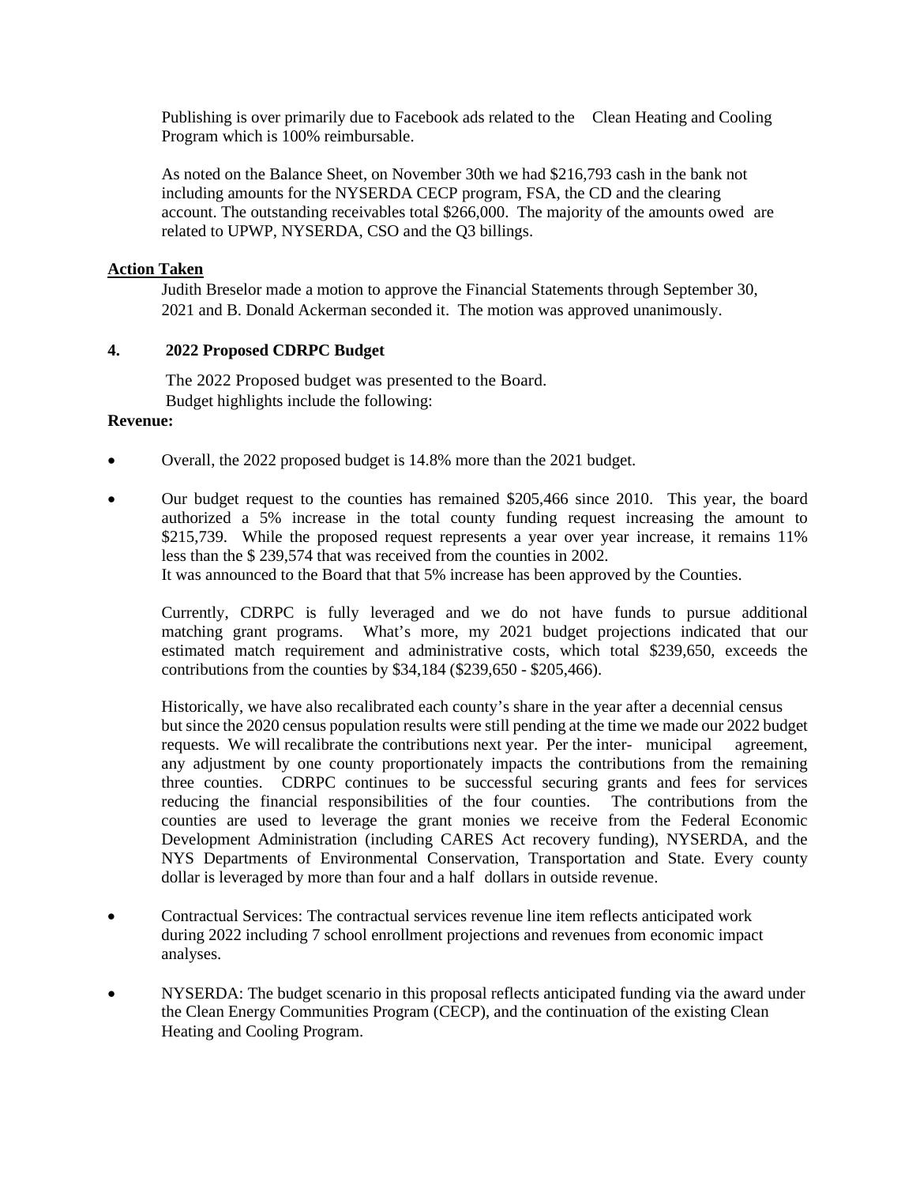Publishing is over primarily due to Facebook ads related to the Clean Heating and Cooling Program which is 100% reimbursable.

As noted on the Balance Sheet, on November 30th we had $216,793 cash in the bank not including amounts for the NYSERDA CECP program, FSA, the CD and the clearing account. The outstanding receivables total $266,000. The majority of the amounts owed are related to UPWP, NYSERDA, CSO and the Q3 billings.

**Action Taken**

Judith Breselor made a motion to approve the Financial Statements through September 30, 2021 and B. Donald Ackerman seconded it. The motion was approved unanimously.

**4. 2022 Proposed CDRPC Budget**

The 2022 Proposed budget was presented to the Board.
Budget highlights include the following:

**Revenue:**

- Overall, the 2022 proposed budget is 14.8% more than the 2021 budget.

- Our budget request to the counties has remained $205,466 since 2010. This year, the board authorized a 5% increase in the total county funding request increasing the amount to $215,739. While the proposed request represents a year over year increase, it remains 11% less than the $ 239,574 that was received from the counties in 2002.
  It was announced to the Board that that 5% increase has been approved by the Counties.

  Currently, CDRPC is fully leveraged and we do not have funds to pursue additional matching grant programs. What's more, my 2021 budget projections indicated that our estimated match requirement and administrative costs, which total $239,650, exceeds the contributions from the counties by $34,184 ($239,650 - $205,466).

  Historically, we have also recalibrated each county's share in the year after a decennial census but since the 2020 census population results were still pending at the time we made our 2022 budget requests. We will recalibrate the contributions next year. Per the inter- municipal agreement, any adjustment by one county proportionately impacts the contributions from the remaining three counties. CDRPC continues to be successful securing grants and fees for services reducing the financial responsibilities of the four counties. The contributions from the counties are used to leverage the grant monies we receive from the Federal Economic Development Administration (including CARES Act recovery funding), NYSERDA, and the NYS Departments of Environmental Conservation, Transportation and State. Every county dollar is leveraged by more than four and a half dollars in outside revenue.

- Contractual Services: The contractual services revenue line item reflects anticipated work during 2022 including 7 school enrollment projections and revenues from economic impact analyses.

- NYSERDA: The budget scenario in this proposal reflects anticipated funding via the award under the Clean Energy Communities Program (CECP), and the continuation of the existing Clean Heating and Cooling Program.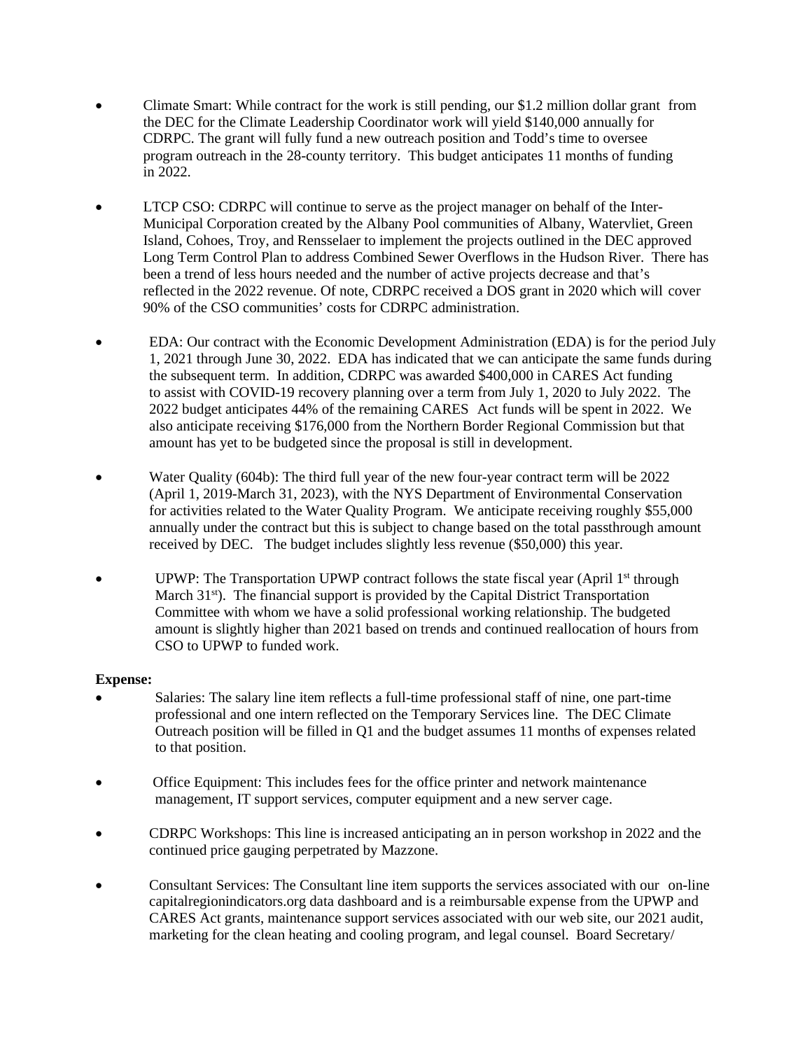- Climate Smart: While contract for the work is still pending, our $1.2 million dollar grant from the DEC for the Climate Leadership Coordinator work will yield $140,000 annually for CDRPC. The grant will fully fund a new outreach position and Todd's time to oversee program outreach in the 28-county territory. This budget anticipates 11 months of funding in 2022.

- LTCP CSO: CDRPC will continue to serve as the project manager on behalf of the Inter-Municipal Corporation created by the Albany Pool communities of Albany, Watervliet, Green Island, Cohoes, Troy, and Rensselaer to implement the projects outlined in the DEC approved Long Term Control Plan to address Combined Sewer Overflows in the Hudson River. There has been a trend of less hours needed and the number of active projects decrease and that's reflected in the 2022 revenue. Of note, CDRPC received a DOS grant in 2020 which will cover 90% of the CSO communities' costs for CDRPC administration.

- EDA: Our contract with the Economic Development Administration (EDA) is for the period July 1, 2021 through June 30, 2022. EDA has indicated that we can anticipate the same funds during the subsequent term. In addition, CDRPC was awarded $400,000 in CARES Act funding to assist with COVID-19 recovery planning over a term from July 1, 2020 to July 2022. The 2022 budget anticipates 44% of the remaining CARES Act funds will be spent in 2022. We also anticipate receiving $176,000 from the Northern Border Regional Commission but that amount has yet to be budgeted since the proposal is still in development.

- Water Quality (604b): The third full year of the new four-year contract term will be 2022 (April 1, 2019-March 31, 2023), with the NYS Department of Environmental Conservation for activities related to the Water Quality Program. We anticipate receiving roughly $55,000 annually under the contract but this is subject to change based on the total passthrough amount received by DEC. The budget includes slightly less revenue ($50,000) this year.

- UPWP: The Transportation UPWP contract follows the state fiscal year (April 1st through March 31st). The financial support is provided by the Capital District Transportation Committee with whom we have a solid professional working relationship. The budgeted amount is slightly higher than 2021 based on trends and continued reallocation of hours from CSO to UPWP to funded work.

**Expense:**

- Salaries: The salary line item reflects a full-time professional staff of nine, one part-time professional and one intern reflected on the Temporary Services line. The DEC Climate Outreach position will be filled in Q1 and the budget assumes 11 months of expenses related to that position.

- Office Equipment: This includes fees for the office printer and network maintenance management, IT support services, computer equipment and a new server cage.

- CDRPC Workshops: This line is increased anticipating an in person workshop in 2022 and the continued price gauging perpetrated by Mazzone.

- Consultant Services: The Consultant line item supports the services associated with our on-line capitalregionindicators.org data dashboard and is a reimbursable expense from the UPWP and CARES Act grants, maintenance support services associated with our web site, our 2021 audit, marketing for the clean heating and cooling program, and legal counsel. Board Secretary/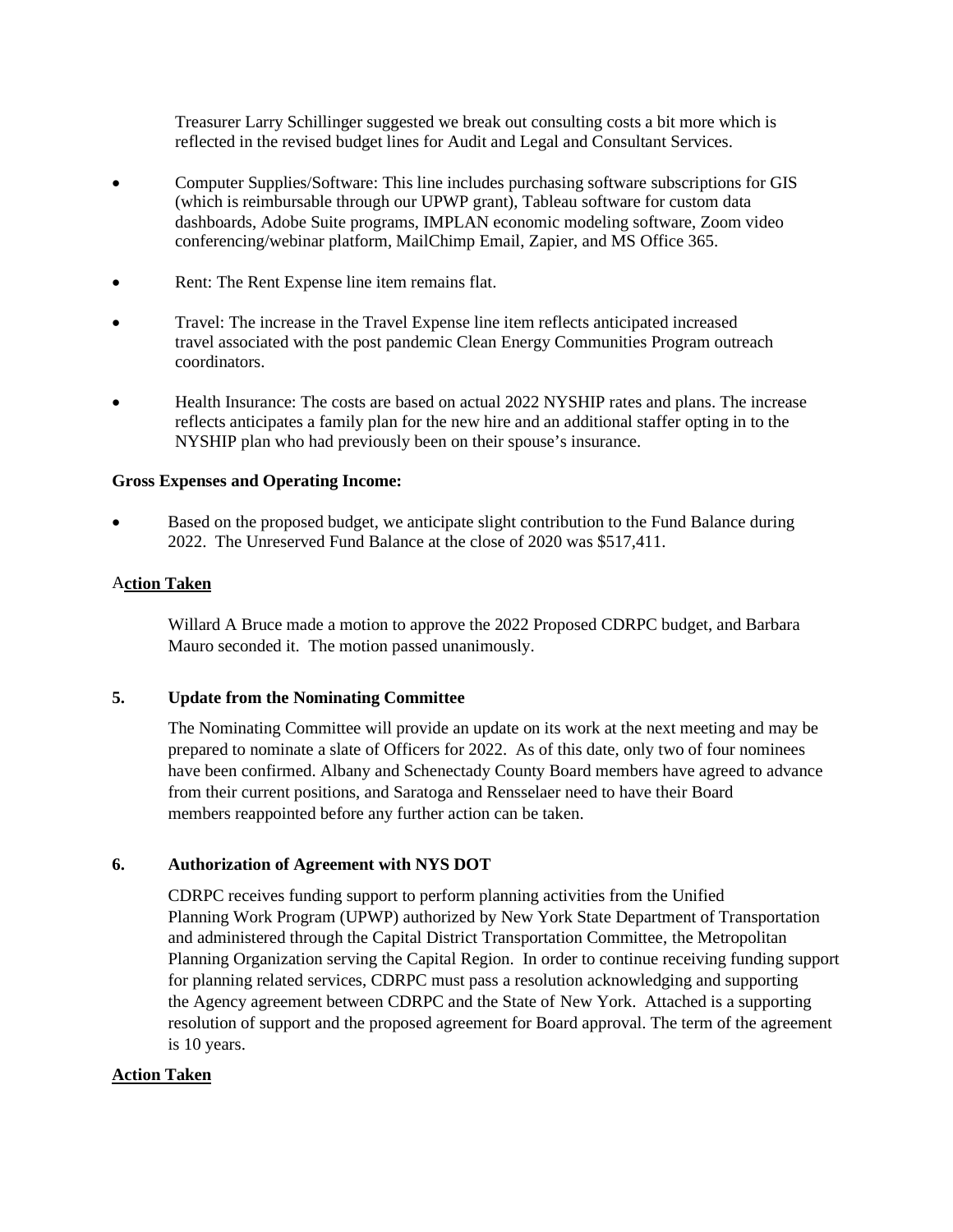Treasurer Larry Schillinger suggested we break out consulting costs a bit more which is reflected in the revised budget lines for Audit and Legal and Consultant Services.

- Computer Supplies/Software: This line includes purchasing software subscriptions for GIS (which is reimbursable through our UPWP grant), Tableau software for custom data dashboards, Adobe Suite programs, IMPLAN economic modeling software, Zoom video conferencing/webinar platform, MailChimp Email, Zapier, and MS Office 365.
- Rent: The Rent Expense line item remains flat.
- Travel: The increase in the Travel Expense line item reflects anticipated increased travel associated with the post pandemic Clean Energy Communities Program outreach coordinators.
- Health Insurance: The costs are based on actual 2022 NYSHIP rates and plans. The increase reflects anticipates a family plan for the new hire and an additional staffer opting in to the NYSHIP plan who had previously been on their spouse's insurance.

**Gross Expenses and Operating Income:**

- Based on the proposed budget, we anticipate slight contribution to the Fund Balance during 2022. The Unreserved Fund Balance at the close of 2020 was $517,411.

**Action Taken**

Willard A Bruce made a motion to approve the 2022 Proposed CDRPC budget, and Barbara Mauro seconded it. The motion passed unanimously.

**5. Update from the Nominating Committee**

The Nominating Committee will provide an update on its work at the next meeting and may be prepared to nominate a slate of Officers for 2022. As of this date, only two of four nominees have been confirmed. Albany and Schenectady County Board members have agreed to advance from their current positions, and Saratoga and Rensselaer need to have their Board members reappointed before any further action can be taken.

**6. Authorization of Agreement with NYS DOT**

CDRPC receives funding support to perform planning activities from the Unified Planning Work Program (UPWP) authorized by New York State Department of Transportation and administered through the Capital District Transportation Committee, the Metropolitan Planning Organization serving the Capital Region. In order to continue receiving funding support for planning related services, CDRPC must pass a resolution acknowledging and supporting the Agency agreement between CDRPC and the State of New York. Attached is a supporting resolution of support and the proposed agreement for Board approval. The term of the agreement is 10 years.

**Action Taken**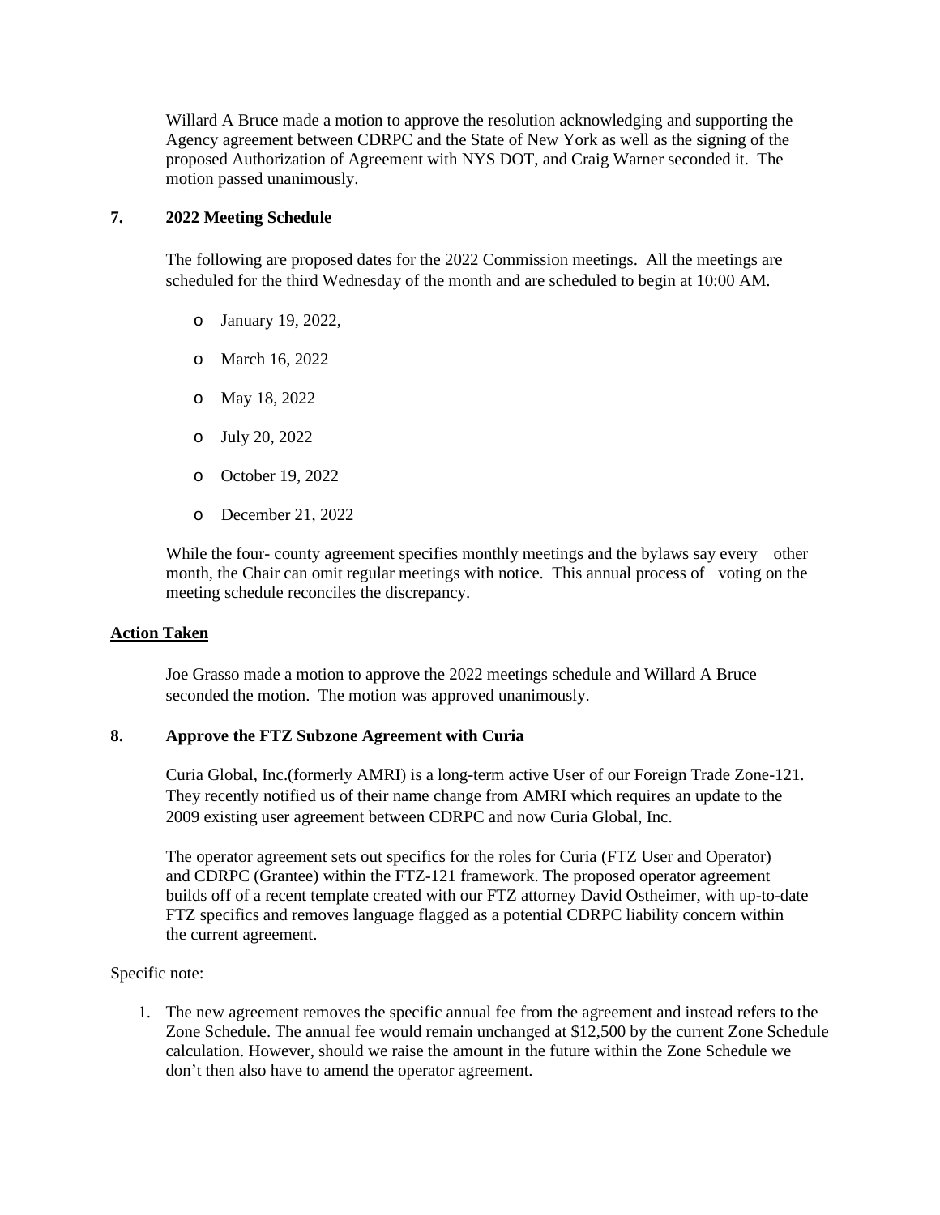Willard A Bruce made a motion to approve the resolution acknowledging and supporting the Agency agreement between CDRPC and the State of New York as well as the signing of the proposed Authorization of Agreement with NYS DOT, and Craig Warner seconded it. The motion passed unanimously.

**7. 2022 Meeting Schedule**

The following are proposed dates for the 2022 Commission meetings. All the meetings are scheduled for the third Wednesday of the month and are scheduled to begin at <u>10:00 AM</u>.

- January 19, 2022,
- March 16, 2022
- May 18, 2022
- July 20, 2022
- October 19, 2022
- December 21, 2022

While the four- county agreement specifies monthly meetings and the bylaws say every other month, the Chair can omit regular meetings with notice. This annual process of voting on the meeting schedule reconciles the discrepancy.

**<u>Action Taken</u>**

Joe Grasso made a motion to approve the 2022 meetings schedule and Willard A Bruce seconded the motion. The motion was approved unanimously.

**8. Approve the FTZ Subzone Agreement with Curia**

Curia Global, Inc.(formerly AMRI) is a long-term active User of our Foreign Trade Zone-121. They recently notified us of their name change from AMRI which requires an update to the 2009 existing user agreement between CDRPC and now Curia Global, Inc.

The operator agreement sets out specifics for the roles for Curia (FTZ User and Operator) and CDRPC (Grantee) within the FTZ-121 framework. The proposed operator agreement builds off of a recent template created with our FTZ attorney David Ostheimer, with up-to-date FTZ specifics and removes language flagged as a potential CDRPC liability concern within the current agreement.

Specific note:

1. The new agreement removes the specific annual fee from the agreement and instead refers to the Zone Schedule. The annual fee would remain unchanged at $12,500 by the current Zone Schedule calculation. However, should we raise the amount in the future within the Zone Schedule we don't then also have to amend the operator agreement.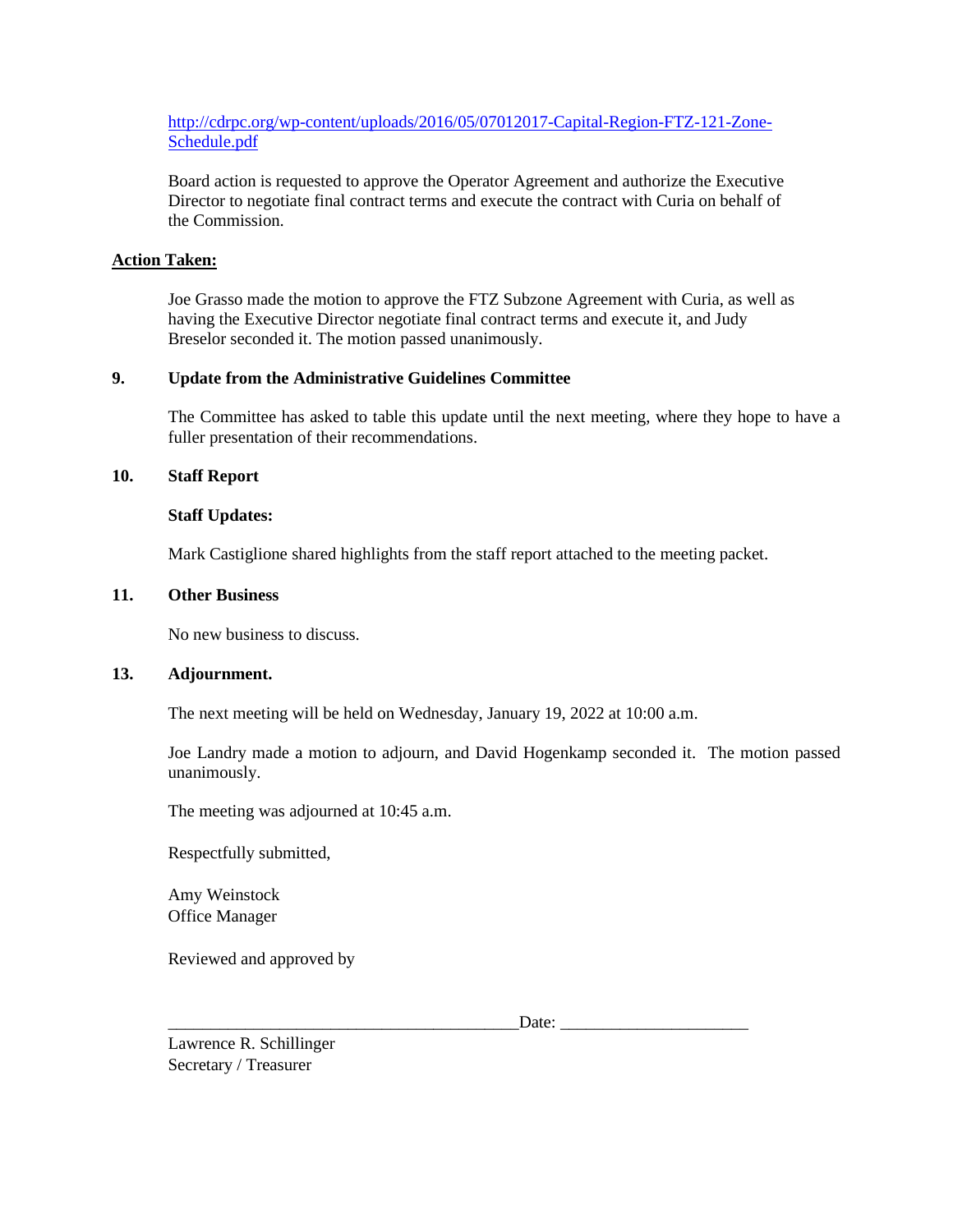http://cdrpc.org/wp-content/uploads/2016/05/07012017-Capital-Region-FTZ-121-Zone-Schedule.pdf

Board action is requested to approve the Operator Agreement and authorize the Executive Director to negotiate final contract terms and execute the contract with Curia on behalf of the Commission.

**Action Taken:**

Joe Grasso made the motion to approve the FTZ Subzone Agreement with Curia, as well as having the Executive Director negotiate final contract terms and execute it, and Judy Breselor seconded it. The motion passed unanimously.

**9. Update from the Administrative Guidelines Committee**

The Committee has asked to table this update until the next meeting, where they hope to have a fuller presentation of their recommendations.

**10. Staff Report**

**Staff Updates:**

Mark Castiglione shared highlights from the staff report attached to the meeting packet.

**11. Other Business**

No new business to discuss.

**13. Adjournment.**

The next meeting will be held on Wednesday, January 19, 2022 at 10:00 a.m.

Joe Landry made a motion to adjourn, and David Hogenkamp seconded it. The motion passed unanimously.

The meeting was adjourned at 10:45 a.m.

Respectfully submitted,

Amy Weinstock
Office Manager

Reviewed and approved by

_________________________________________Date: ______________________

Lawrence R. Schillinger
Secretary / Treasurer